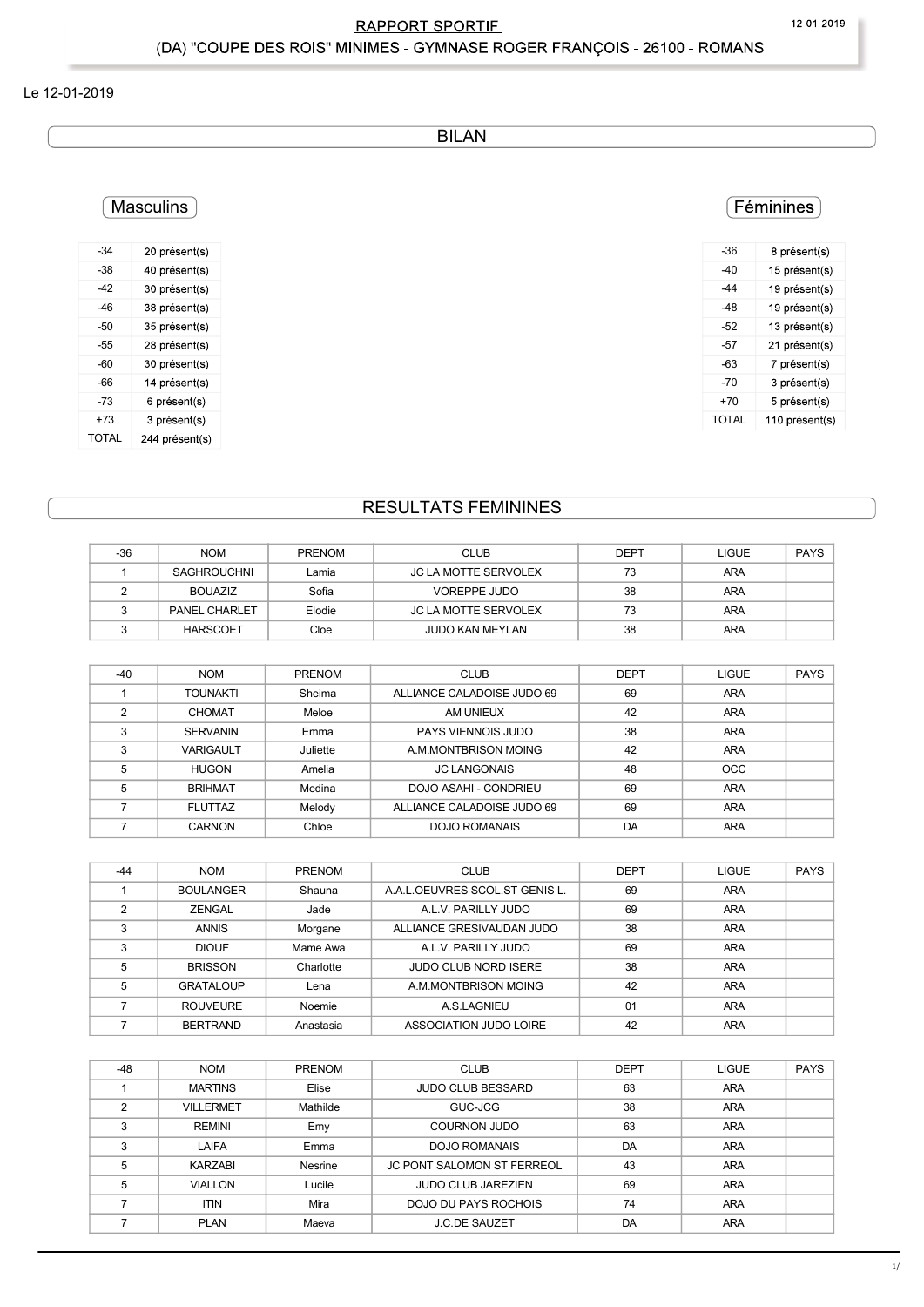# RAPPORT SPORTIF

## (DA) "COUPE DES ROIS" MINIMES - GYMNASE ROGER FRANÇOIS - 26100 - ROMANS

Le 12-01-2019

## BILAN

### Masculins

| -34 | 20 présent(s) |
|---|---|
| -38 | 40 présent(s) |
| -42 | 30 présent(s) |
| -46 | 38 présent(s) |
| -50 | 35 présent(s) |
| -55 | 28 présent(s) |
| -60 | 30 présent(s) |
| -66 | 14 présent(s) |
| -73 | 6 présent(s) |
| +73 | 3 présent(s) |
| TOTAL | 244 présent(s) |

### Féminines

| -36 | 8 présent(s) |
|---|---|
| -40 | 15 présent(s) |
| -44 | 19 présent(s) |
| -48 | 19 présent(s) |
| -52 | 13 présent(s) |
| -57 | 21 présent(s) |
| -63 | 7 présent(s) |
| -70 | 3 présent(s) |
| +70 | 5 présent(s) |
| TOTAL | 110 présent(s) |

## RESULTATS FEMININES

| -36 | NOM | PRENOM | CLUB | DEPT | LIGUE | PAYS |
|---|---|---|---|---|---|---|
| 1 | SAGHROUCHNI | Lamia | JC LA MOTTE SERVOLEX | 73 | ARA | |
| 2 | BOUAZIZ | Sofia | VOREPPE JUDO | 38 | ARA | |
| 3 | PANEL CHARLET | Elodie | JC LA MOTTE SERVOLEX | 73 | ARA | |
| 3 | HARSCOET | Cloe | JUDO KAN MEYLAN | 38 | ARA | |

| -40 | NOM | PRENOM | CLUB | DEPT | LIGUE | PAYS |
|---|---|---|---|---|---|---|
| 1 | TOUNAKTI | Sheima | ALLIANCE CALADOISE JUDO 69 | 69 | ARA | |
| 2 | CHOMAT | Meloe | AM UNIEUX | 42 | ARA | |
| 3 | SERVANIN | Emma | PAYS VIENNOIS JUDO | 38 | ARA | |
| 3 | VARIGAULT | Juliette | A.M.MONTBRISON MOING | 42 | ARA | |
| 5 | HUGON | Amelia | JC LANGONAIS | 48 | OCC | |
| 5 | BRIHMAT | Medina | DOJO ASAHI - CONDRIEU | 69 | ARA | |
| 7 | FLUTTAZ | Melody | ALLIANCE CALADOISE JUDO 69 | 69 | ARA | |
| 7 | CARNON | Chloe | DOJO ROMANAIS | DA | ARA | |

| -44 | NOM | PRENOM | CLUB | DEPT | LIGUE | PAYS |
|---|---|---|---|---|---|---|
| 1 | BOULANGER | Shauna | A.A.L.OEUVRES SCOL.ST GENIS L. | 69 | ARA | |
| 2 | ZENGAL | Jade | A.L.V. PARILLY JUDO | 69 | ARA | |
| 3 | ANNIS | Morgane | ALLIANCE GRESIVAUDAN JUDO | 38 | ARA | |
| 3 | DIOUF | Mame Awa | A.L.V. PARILLY JUDO | 69 | ARA | |
| 5 | BRISSON | Charlotte | JUDO CLUB NORD ISERE | 38 | ARA | |
| 5 | GRATALOUP | Lena | A.M.MONTBRISON MOING | 42 | ARA | |
| 7 | ROUVEURE | Noemie | A.S.LAGNIEU | 01 | ARA | |
| 7 | BERTRAND | Anastasia | ASSOCIATION JUDO LOIRE | 42 | ARA | |

| -48 | NOM | PRENOM | CLUB | DEPT | LIGUE | PAYS |
|---|---|---|---|---|---|---|
| 1 | MARTINS | Elise | JUDO CLUB BESSARD | 63 | ARA | |
| 2 | VILLERMET | Mathilde | GUC-JCG | 38 | ARA | |
| 3 | REMINI | Emy | COURNON JUDO | 63 | ARA | |
| 3 | LAIFA | Emma | DOJO ROMANAIS | DA | ARA | |
| 5 | KARZABI | Nesrine | JC PONT SALOMON ST FERREOL | 43 | ARA | |
| 5 | VIALLON | Lucile | JUDO CLUB JAREZIEN | 69 | ARA | |
| 7 | ITIN | Mira | DOJO DU PAYS ROCHOIS | 74 | ARA | |
| 7 | PLAN | Maeva | J.C.DE SAUZET | DA | ARA | |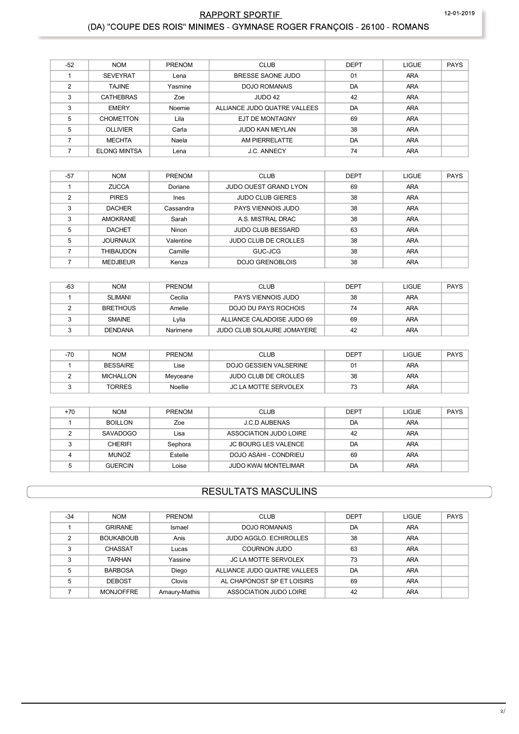## RAPPORT SPORTIF

## (DA) "COUPE DES ROIS" MINIMES - GYMNASE ROGER FRANÇOIS - 26100 - ROMANS

| -52 | NOM | PRENOM | CLUB | DEPT | LIGUE | PAYS |
|---|---|---|---|---|---|---|
| 1 | SEVEYRAT | Lena | BRESSE SAONE JUDO | 01 | ARA | |
| 2 | TAJINE | Yasmine | DOJO ROMANAIS | DA | ARA | |
| 3 | CATHEBRAS | Zoe | JUDO 42 | 42 | ARA | |
| 3 | EMERY | Noemie | ALLIANCE JUDO QUATRE VALLEES | DA | ARA | |
| 5 | CHOMETTON | Lila | EJT DE MONTAGNY | 69 | ARA | |
| 5 | OLLIVIER | Carla | JUDO KAN MEYLAN | 38 | ARA | |
| 7 | MECHTA | Naela | AM PIERRELATTE | DA | ARA | |
| 7 | ELONG MINTSA | Lena | J.C. ANNECY | 74 | ARA | |

| -57 | NOM | PRENOM | CLUB | DEPT | LIGUE | PAYS |
|---|---|---|---|---|---|---|
| 1 | ZUCCA | Doriane | JUDO OUEST GRAND LYON | 69 | ARA | |
| 2 | PIRES | Ines | JUDO CLUB GIERES | 38 | ARA | |
| 3 | DACHER | Cassandra | PAYS VIENNOIS JUDO | 38 | ARA | |
| 3 | AMOKRANE | Sarah | A.S. MISTRAL DRAC | 38 | ARA | |
| 5 | DACHET | Ninon | JUDO CLUB BESSARD | 63 | ARA | |
| 5 | JOURNAUX | Valentine | JUDO CLUB DE CROLLES | 38 | ARA | |
| 7 | THIBAUDON | Camille | GUC-JCG | 38 | ARA | |
| 7 | MEDJBEUR | Kenza | DOJO GRENOBLOIS | 38 | ARA | |

| -63 | NOM | PRENOM | CLUB | DEPT | LIGUE | PAYS |
|---|---|---|---|---|---|---|
| 1 | SLIMANI | Cecilia | PAYS VIENNOIS JUDO | 38 | ARA | |
| 2 | BRETHOUS | Amelie | DOJO DU PAYS ROCHOIS | 74 | ARA | |
| 3 | SMAINE | Lylia | ALLIANCE CALADOISE JUDO 69 | 69 | ARA | |
| 3 | DENDANA | Narimene | JUDO CLUB SOLAURE JOMAYERE | 42 | ARA | |

| -70 | NOM | PRENOM | CLUB | DEPT | LIGUE | PAYS |
|---|---|---|---|---|---|---|
| 1 | BESSAIRE | Lise | DOJO GESSIEN VALSERINE | 01 | ARA | |
| 2 | MICHALLON | Meyceane | JUDO CLUB DE CROLLES | 38 | ARA | |
| 3 | TORRES | Noellie | JC LA MOTTE SERVOLEX | 73 | ARA | |

| +70 | NOM | PRENOM | CLUB | DEPT | LIGUE | PAYS |
|---|---|---|---|---|---|---|
| 1 | BOILLON | Zoe | J.C.D AUBENAS | DA | ARA | |
| 2 | SAVADOGO | Lisa | ASSOCIATION JUDO LOIRE | 42 | ARA | |
| 3 | CHERIFI | Sephora | JC BOURG LES VALENCE | DA | ARA | |
| 4 | MUNOZ | Estelle | DOJO ASAHI - CONDRIEU | 69 | ARA | |
| 5 | GUERCIN | Loise | JUDO KWAI MONTELIMAR | DA | ARA | |

## RESULTATS MASCULINS

| -34 | NOM | PRENOM | CLUB | DEPT | LIGUE | PAYS |
|---|---|---|---|---|---|---|
| 1 | GRIRANE | Ismael | DOJO ROMANAIS | DA | ARA | |
| 2 | BOUKABOUB | Anis | JUDO AGGLO. ECHIROLLES | 38 | ARA | |
| 3 | CHASSAT | Lucas | COURNON JUDO | 63 | ARA | |
| 3 | TARHAN | Yassine | JC LA MOTTE SERVOLEX | 73 | ARA | |
| 5 | BARBOSA | Diego | ALLIANCE JUDO QUATRE VALLEES | DA | ARA | |
| 5 | DEBOST | Clovis | AL CHAPONOST SP ET LOISIRS | 69 | ARA | |
| 7 | MONJOFFRE | Amaury-Mathis | ASSOCIATION JUDO LOIRE | 42 | ARA | |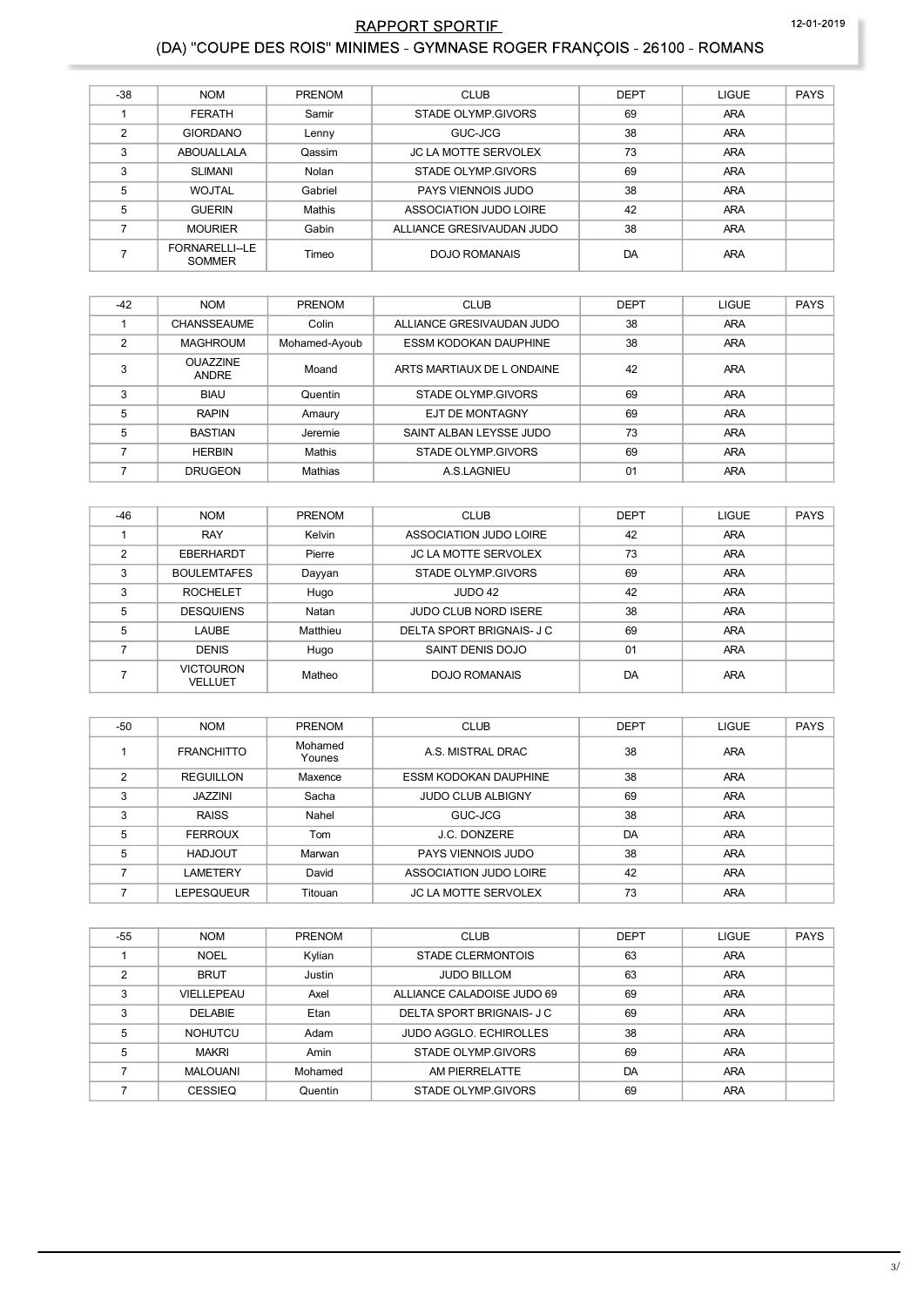# RAPPORT SPORTIF

## (DA) "COUPE DES ROIS" MINIMES - GYMNASE ROGER FRANÇOIS - 26100 - ROMANS

12-01-2019

| -38 | NOM | PRENOM | CLUB | DEPT | LIGUE | PAYS |
|---|---|---|---|---|---|---|
| 1 | FERATH | Samir | STADE OLYMP.GIVORS | 69 | ARA | |
| 2 | GIORDANO | Lenny | GUC-JCG | 38 | ARA | |
| 3 | ABOUALLALA | Qassim | JC LA MOTTE SERVOLEX | 73 | ARA | |
| 3 | SLIMANI | Nolan | STADE OLYMP.GIVORS | 69 | ARA | |
| 5 | WOJTAL | Gabriel | PAYS VIENNOIS JUDO | 38 | ARA | |
| 5 | GUERIN | Mathis | ASSOCIATION JUDO LOIRE | 42 | ARA | |
| 7 | MOURIER | Gabin | ALLIANCE GRESIVAUDAN JUDO | 38 | ARA | |
| 7 | FORNARELLI--LE SOMMER | Timeo | DOJO ROMANAIS | DA | ARA | |

| -42 | NOM | PRENOM | CLUB | DEPT | LIGUE | PAYS |
|---|---|---|---|---|---|---|
| 1 | CHANSSEAUME | Colin | ALLIANCE GRESIVAUDAN JUDO | 38 | ARA | |
| 2 | MAGHROUM | Mohamed-Ayoub | ESSM KODOKAN DAUPHINE | 38 | ARA | |
| 3 | OUAZZINE ANDRE | Moand | ARTS MARTIAUX DE L ONDAINE | 42 | ARA | |
| 3 | BIAU | Quentin | STADE OLYMP.GIVORS | 69 | ARA | |
| 5 | RAPIN | Amaury | EJT DE MONTAGNY | 69 | ARA | |
| 5 | BASTIAN | Jeremie | SAINT ALBAN LEYSSE JUDO | 73 | ARA | |
| 7 | HERBIN | Mathis | STADE OLYMP.GIVORS | 69 | ARA | |
| 7 | DRUGEON | Mathias | A.S.LAGNIEU | 01 | ARA | |

| -46 | NOM | PRENOM | CLUB | DEPT | LIGUE | PAYS |
|---|---|---|---|---|---|---|
| 1 | RAY | Kelvin | ASSOCIATION JUDO LOIRE | 42 | ARA | |
| 2 | EBERHARDT | Pierre | JC LA MOTTE SERVOLEX | 73 | ARA | |
| 3 | BOULEMTAFES | Dayyan | STADE OLYMP.GIVORS | 69 | ARA | |
| 3 | ROCHELET | Hugo | JUDO 42 | 42 | ARA | |
| 5 | DESQUIENS | Natan | JUDO CLUB NORD ISERE | 38 | ARA | |
| 5 | LAUBE | Matthieu | DELTA SPORT BRIGNAIS- J C | 69 | ARA | |
| 7 | DENIS | Hugo | SAINT DENIS DOJO | 01 | ARA | |
| 7 | VICTOURON VELLUET | Matheo | DOJO ROMANAIS | DA | ARA | |

| -50 | NOM | PRENOM | CLUB | DEPT | LIGUE | PAYS |
|---|---|---|---|---|---|---|
| 1 | FRANCHITTO | Mohamed Younes | A.S. MISTRAL DRAC | 38 | ARA | |
| 2 | REGUILLON | Maxence | ESSM KODOKAN DAUPHINE | 38 | ARA | |
| 3 | JAZZINI | Sacha | JUDO CLUB ALBIGNY | 69 | ARA | |
| 3 | RAISS | Nahel | GUC-JCG | 38 | ARA | |
| 5 | FERROUX | Tom | J.C. DONZERE | DA | ARA | |
| 5 | HADJOUT | Marwan | PAYS VIENNOIS JUDO | 38 | ARA | |
| 7 | LAMETERY | David | ASSOCIATION JUDO LOIRE | 42 | ARA | |
| 7 | LEPESQUEUR | Titouan | JC LA MOTTE SERVOLEX | 73 | ARA | |

| -55 | NOM | PRENOM | CLUB | DEPT | LIGUE | PAYS |
|---|---|---|---|---|---|---|
| 1 | NOEL | Kylian | STADE CLERMONTOIS | 63 | ARA | |
| 2 | BRUT | Justin | JUDO BILLOM | 63 | ARA | |
| 3 | VIELLEPEAU | Axel | ALLIANCE CALADOISE JUDO 69 | 69 | ARA | |
| 3 | DELABIE | Etan | DELTA SPORT BRIGNAIS- J C | 69 | ARA | |
| 5 | NOHUTCU | Adam | JUDO AGGLO. ECHIROLLES | 38 | ARA | |
| 5 | MAKRI | Amin | STADE OLYMP.GIVORS | 69 | ARA | |
| 7 | MALOUANI | Mohamed | AM PIERRELATTE | DA | ARA | |
| 7 | CESSIEQ | Quentin | STADE OLYMP.GIVORS | 69 | ARA | |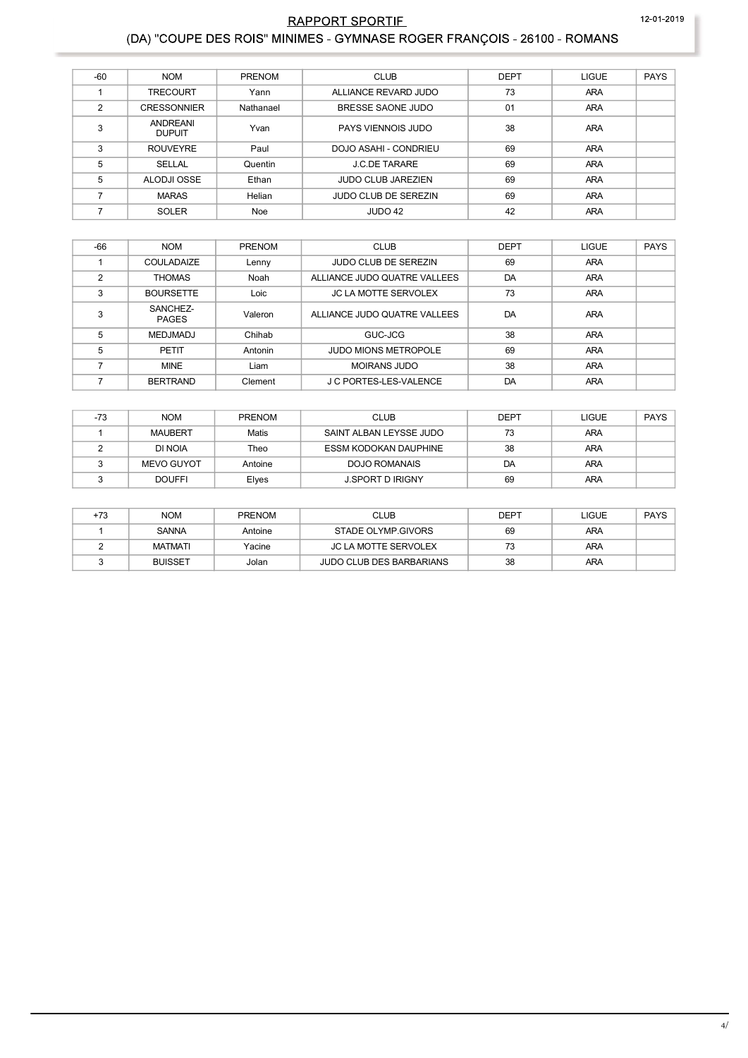## RAPPORT SPORTIF

## (DA) "COUPE DES ROIS" MINIMES - GYMNASE ROGER FRANÇOIS - 26100 - ROMANS

| -60 | NOM | PRENOM | CLUB | DEPT | LIGUE | PAYS |
|---|---|---|---|---|---|---|
| 1 | TRECOURT | Yann | ALLIANCE REVARD JUDO | 73 | ARA | |
| 2 | CRESSONNIER | Nathanael | BRESSE SAONE JUDO | 01 | ARA | |
| 3 | ANDREANI DUPUIT | Yvan | PAYS VIENNOIS JUDO | 38 | ARA | |
| 3 | ROUVEYRE | Paul | DOJO ASAHI - CONDRIEU | 69 | ARA | |
| 5 | SELLAL | Quentin | J.C.DE TARARE | 69 | ARA | |
| 5 | ALODJI OSSE | Ethan | JUDO CLUB JAREZIEN | 69 | ARA | |
| 7 | MARAS | Helian | JUDO CLUB DE SEREZIN | 69 | ARA | |
| 7 | SOLER | Noe | JUDO 42 | 42 | ARA | |

| -66 | NOM | PRENOM | CLUB | DEPT | LIGUE | PAYS |
|---|---|---|---|---|---|---|
| 1 | COULADAIZE | Lenny | JUDO CLUB DE SEREZIN | 69 | ARA | |
| 2 | THOMAS | Noah | ALLIANCE JUDO QUATRE VALLEES | DA | ARA | |
| 3 | BOURSETTE | Loic | JC LA MOTTE SERVOLEX | 73 | ARA | |
| 3 | SANCHEZ-PAGES | Valeron | ALLIANCE JUDO QUATRE VALLEES | DA | ARA | |
| 5 | MEDJMADJ | Chihab | GUC-JCG | 38 | ARA | |
| 5 | PETIT | Antonin | JUDO MIONS METROPOLE | 69 | ARA | |
| 7 | MINE | Liam | MOIRANS JUDO | 38 | ARA | |
| 7 | BERTRAND | Clement | J C PORTES-LES-VALENCE | DA | ARA | |

| -73 | NOM | PRENOM | CLUB | DEPT | LIGUE | PAYS |
|---|---|---|---|---|---|---|
| 1 | MAUBERT | Matis | SAINT ALBAN LEYSSE JUDO | 73 | ARA | |
| 2 | DI NOIA | Theo | ESSM KODOKAN DAUPHINE | 38 | ARA | |
| 3 | MEVO GUYOT | Antoine | DOJO ROMANAIS | DA | ARA | |
| 3 | DOUFFI | Elyes | J.SPORT D IRIGNY | 69 | ARA | |

| +73 | NOM | PRENOM | CLUB | DEPT | LIGUE | PAYS |
|---|---|---|---|---|---|---|
| 1 | SANNA | Antoine | STADE OLYMP.GIVORS | 69 | ARA | |
| 2 | MATMATI | Yacine | JC LA MOTTE SERVOLEX | 73 | ARA | |
| 3 | BUISSET | Jolan | JUDO CLUB DES BARBARIANS | 38 | ARA | |